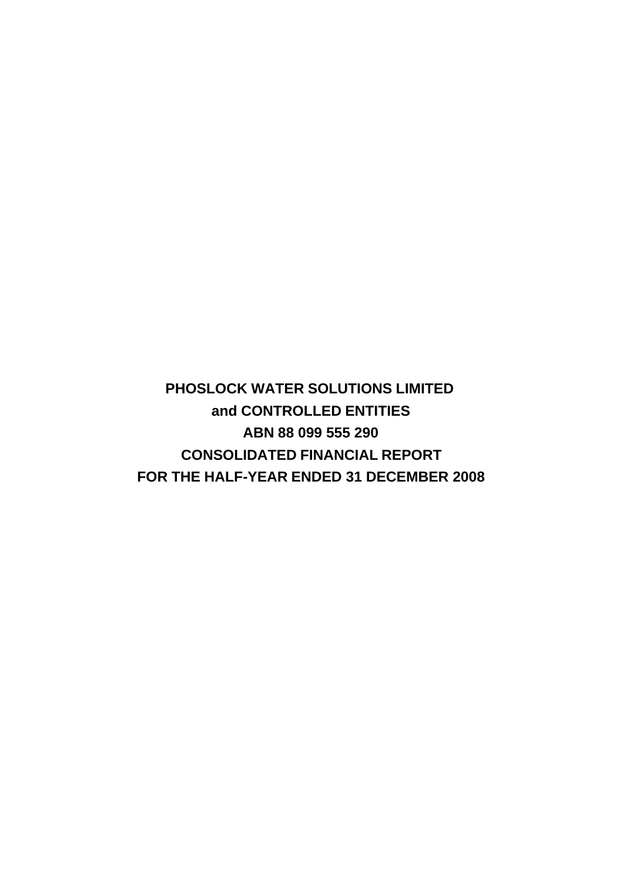# PHOSLOCK WATER SOLUTIONS LIMITED

## and CONTROLLED ENTITIES

## ABN 88 099 555 290

## CONSOLIDATED FINANCIAL REPORT

## FOR THE HALF-YEAR ENDED 31 DECEMBER 2008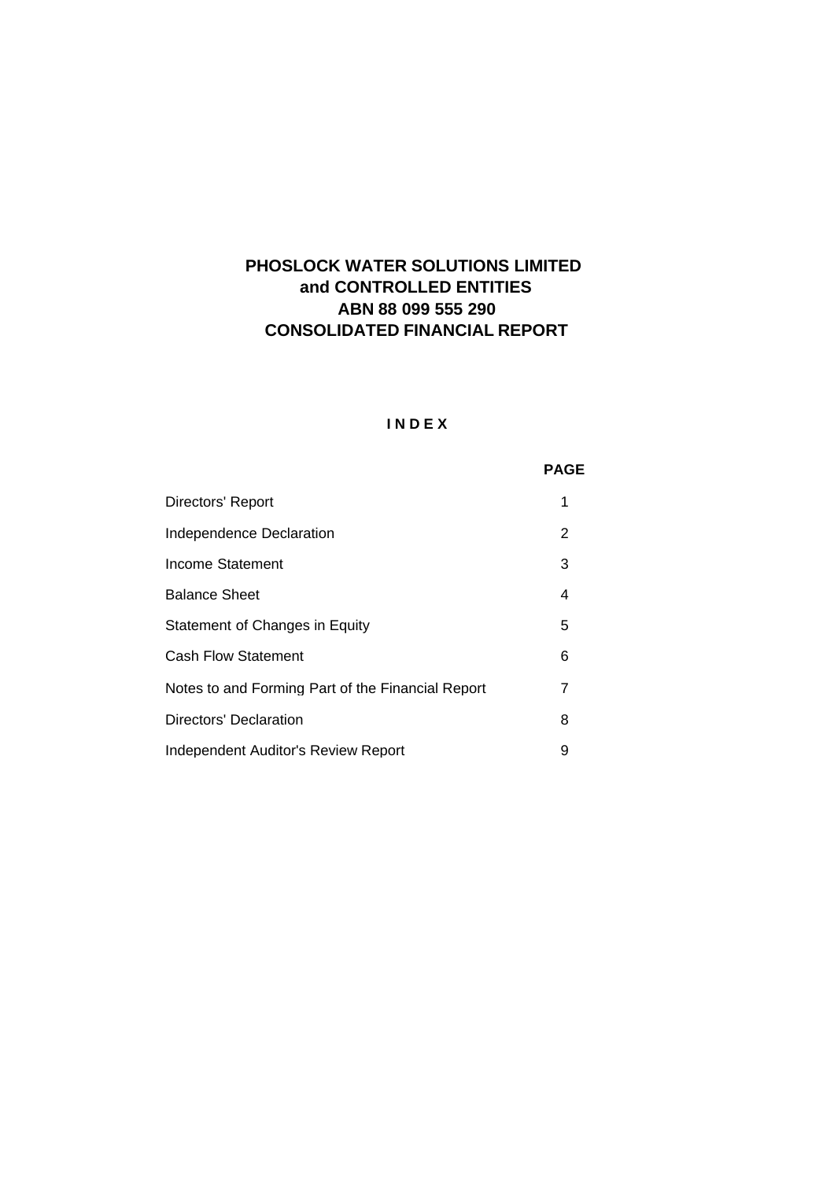# PHOSLOCK WATER SOLUTIONS LIMITED
# and CONTROLLED ENTITIES
# ABN 88 099 555 290
# CONSOLIDATED FINANCIAL REPORT

## I N D E X

| | PAGE |
|---|---|
| Directors' Report | 1 |
| Independence Declaration | 2 |
| Income Statement | 3 |
| Balance Sheet | 4 |
| Statement of Changes in Equity | 5 |
| Cash Flow Statement | 6 |
| Notes to and Forming Part of the Financial Report | 7 |
| Directors' Declaration | 8 |
| Independent Auditor's Review Report | 9 |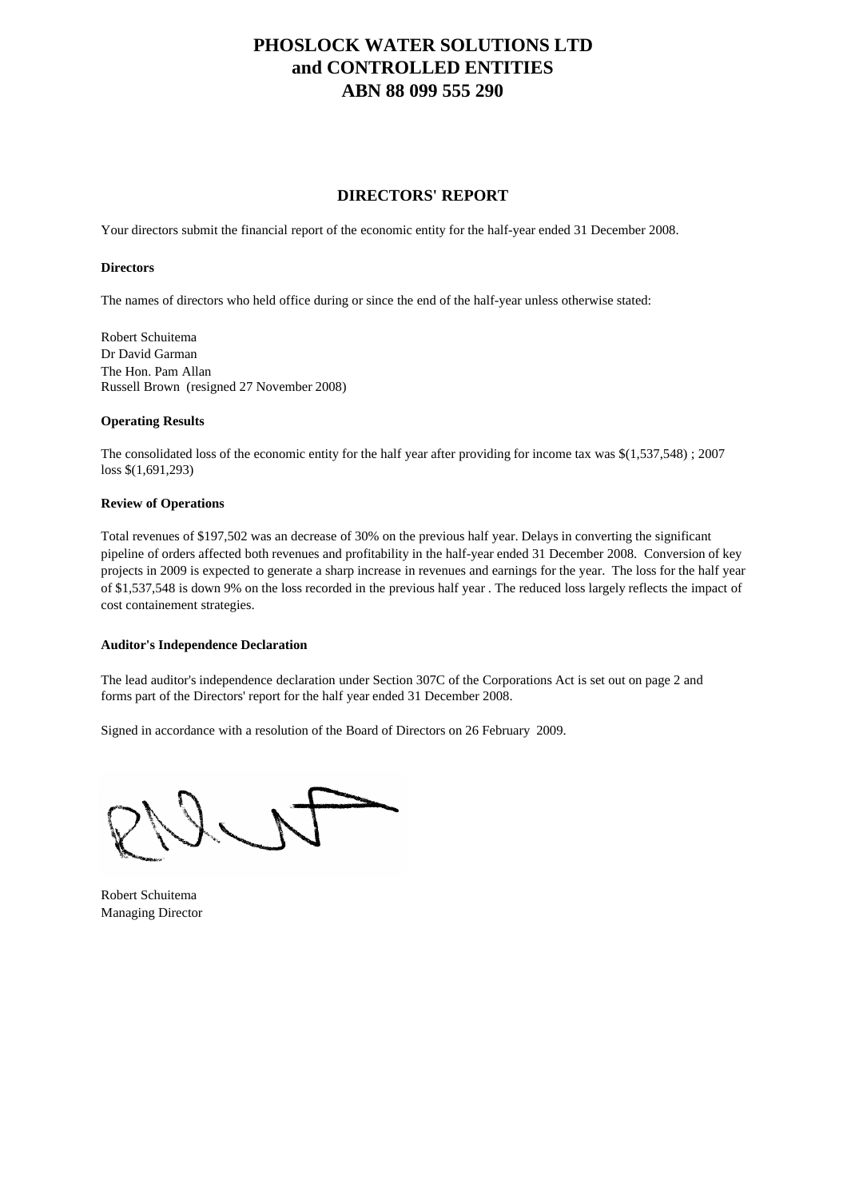# PHOSLOCK WATER SOLUTIONS LTD
# and CONTROLLED ENTITIES
# ABN 88 099 555 290

## DIRECTORS' REPORT

Your directors submit the financial report of the economic entity for the half-year ended 31 December 2008.

**Directors**

The names of directors who held office during or since the end of the half-year unless otherwise stated:

Robert Schuitema
Dr David Garman
The Hon. Pam Allan
Russell Brown (resigned 27 November 2008)

**Operating Results**

The consolidated loss of the economic entity for the half year after providing for income tax was $(1,537,548) ; 2007 loss $(1,691,293)

**Review of Operations**

Total revenues of $197,502 was an decrease of 30% on the previous half year. Delays in converting the significant pipeline of orders affected both revenues and profitability in the half-year ended 31 December 2008. Conversion of key projects in 2009 is expected to generate a sharp increase in revenues and earnings for the year. The loss for the half year of $1,537,548 is down 9% on the loss recorded in the previous half year . The reduced loss largely reflects the impact of cost containement strategies.

**Auditor's Independence Declaration**

The lead auditor's independence declaration under Section 307C of the Corporations Act is set out on page 2 and forms part of the Directors' report for the half year ended 31 December 2008.

Signed in accordance with a resolution of the Board of Directors on 26 February 2009.

Robert Schuitema
Managing Director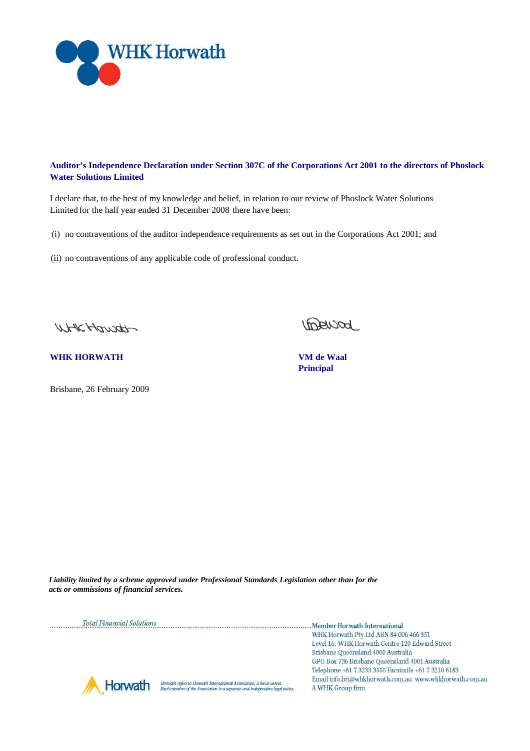**Auditor's Independence Declaration under Section 307C of the Corporations Act 2001 to the directors of Phoslock Water Solutions Limited**

I declare that, to the best of my knowledge and belief, in relation to our review of Phoslock Water Solutions Limited for the half year ended 31 December 2008 there have been:

(i) no contraventions of the auditor independence requirements as set out in the Corporations Act 2001; and

(ii) no contraventions of any applicable code of professional conduct.

**WHK HORWATH**

**VM de Waal**
**Principal**

Brisbane, 26 February 2009

***Liability limited by a scheme approved under Professional Standards Legislation other than for the acts or ommissions of financial services.***

*Total Financial Solutions*

Member Horwath International
WHK Horwath Pty Ltd ABN 84 006 466 351
Level 16, WHK Horwath Centre 120 Edward Street
Brisbane Queensland 4000 Australia
GPO Box 736 Brisbane Queensland 4001 Australia
Telephone +61 7 3233 3555 Facsimile +61 7 3210 6183
Email info.bri@whkhorwath.com.au www.whkhorwath.com.au
A WHK Group firm

*Horwath refers to Horwath International Association, a Swiss verein. Each member of the Association is a separate and independent legal entity.*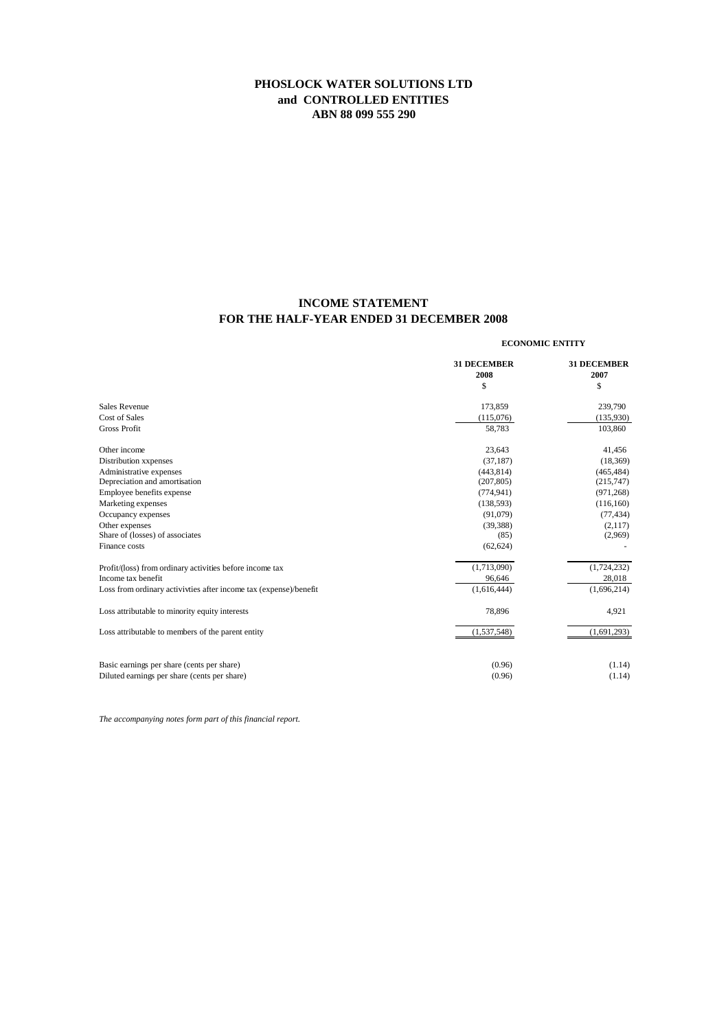**PHOSLOCK WATER SOLUTIONS LTD**
**and CONTROLLED ENTITIES**
**ABN 88 099 555 290**

## INCOME STATEMENT
## FOR THE HALF-YEAR ENDED 31 DECEMBER 2008

| | ECONOMIC ENTITY | |
|---|---|---|
| | **31 DECEMBER 2008** | **31 DECEMBER 2007** |
| | $ | $ |
| Sales Revenue | 173,859 | 239,790 |
| Cost of Sales | (115,076) | (135,930) |
| Gross Profit | 58,783 | 103,860 |
| Other income | 23,643 | 41,456 |
| Distribution xxpenses | (37,187) | (18,369) |
| Administrative expenses | (443,814) | (465,484) |
| Depreciation and amortisation | (207,805) | (215,747) |
| Employee benefits expense | (774,941) | (971,268) |
| Marketing expenses | (138,593) | (116,160) |
| Occupancy expenses | (91,079) | (77,434) |
| Other expenses | (39,388) | (2,117) |
| Share of (losses) of associates | (85) | (2,969) |
| Finance costs | (62,624) | - |
| Profit/(loss) from ordinary activities before income tax | (1,713,090) | (1,724,232) |
| Income tax benefit | 96,646 | 28,018 |
| Loss from ordinary activivties after income tax (expense)/benefit | (1,616,444) | (1,696,214) |
| Loss attributable to minority equity interests | 78,896 | 4,921 |
| Loss attributable to members of the parent entity | (1,537,548) | (1,691,293) |
| Basic earnings per share (cents per share) | (0.96) | (1.14) |
| Diluted earnings per share (cents per share) | (0.96) | (1.14) |

*The accompanying notes form part of this financial report.*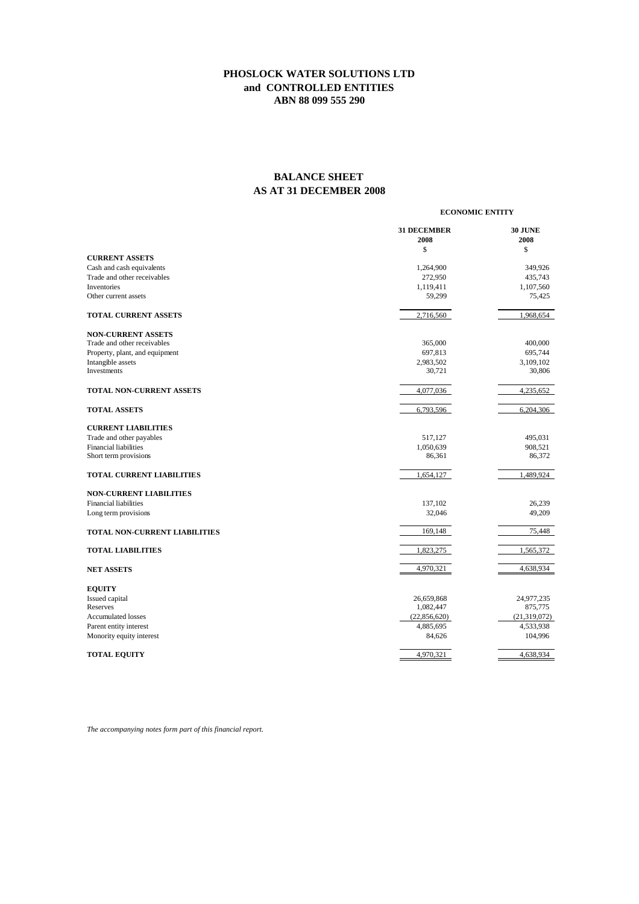# PHOSLOCK WATER SOLUTIONS LTD
## and CONTROLLED ENTITIES
### ABN 88 099 555 290

## BALANCE SHEET
## AS AT 31 DECEMBER 2008

| | ECONOMIC ENTITY | |
|---|---|---|
| | **31 DECEMBER 2008** | **30 JUNE 2008** |
| | $ | $ |
| **CURRENT ASSETS** | | |
| Cash and cash equivalents | 1,264,900 | 349,926 |
| Trade and other receivables | 272,950 | 435,743 |
| Inventories | 1,119,411 | 1,107,560 |
| Other current assets | 59,299 | 75,425 |
| **TOTAL CURRENT ASSETS** | 2,716,560 | 1,968,654 |
| **NON-CURRENT ASSETS** | | |
| Trade and other receivables | 365,000 | 400,000 |
| Property, plant, and equipment | 697,813 | 695,744 |
| Intangible assets | 2,983,502 | 3,109,102 |
| Investments | 30,721 | 30,806 |
| **TOTAL NON-CURRENT ASSETS** | 4,077,036 | 4,235,652 |
| **TOTAL ASSETS** | 6,793,596 | 6,204,306 |
| **CURRENT LIABILITIES** | | |
| Trade and other payables | 517,127 | 495,031 |
| Financial liabilities | 1,050,639 | 908,521 |
| Short term provisions | 86,361 | 86,372 |
| **TOTAL CURRENT LIABILITIES** | 1,654,127 | 1,489,924 |
| **NON-CURRENT LIABILITIES** | | |
| Financial liabilities | 137,102 | 26,239 |
| Long term provisions | 32,046 | 49,209 |
| **TOTAL NON-CURRENT LIABILITIES** | 169,148 | 75,448 |
| **TOTAL LIABILITIES** | 1,823,275 | 1,565,372 |
| **NET ASSETS** | 4,970,321 | 4,638,934 |
| **EQUITY** | | |
| Issued capital | 26,659,868 | 24,977,235 |
| Reserves | 1,082,447 | 875,775 |
| Accumulated losses | (22,856,620) | (21,319,072) |
| Parent entity interest | 4,885,695 | 4,533,938 |
| Monority equity interest | 84,626 | 104,996 |
| **TOTAL EQUITY** | 4,970,321 | 4,638,934 |

*The accompanying notes form part of this financial report.*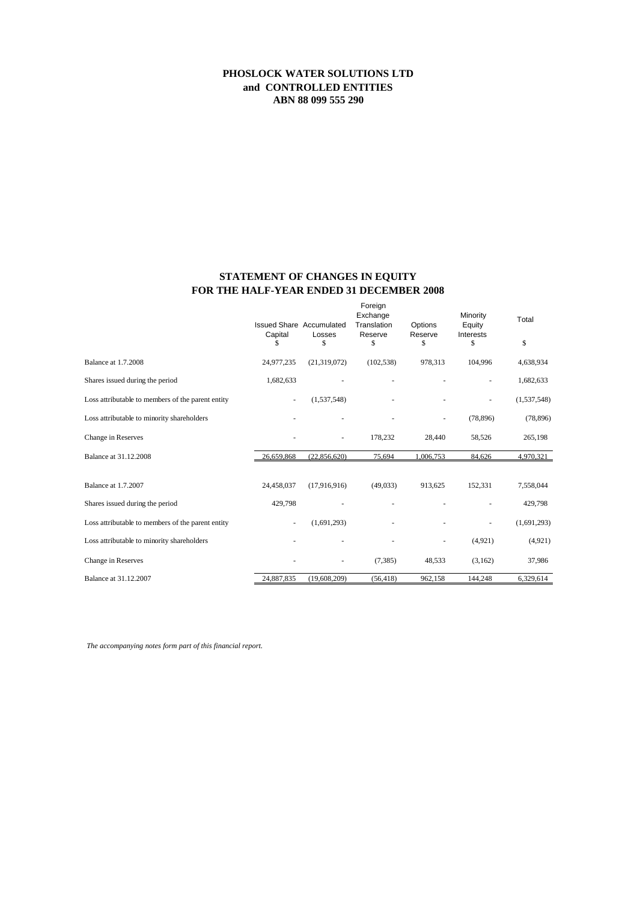**PHOSLOCK WATER SOLUTIONS LTD**
**and CONTROLLED ENTITIES**
**ABN 88 099 555 290**

## STATEMENT OF CHANGES IN EQUITY FOR THE HALF-YEAR ENDED 31 DECEMBER 2008

| | Issued Share Capital | Accumulated Losses | Foreign Exchange Translation Reserve | Options Reserve | Minority Equity Interests | Total |
|---|---|---|---|---|---|---|
| | $ | $ | $ | $ | $ | $ |
| Balance at 1.7.2008 | 24,977,235 | (21,319,072) | (102,538) | 978,313 | 104,996 | 4,638,934 |
| Shares issued during the period | 1,682,633 | - | - | - | - | 1,682,633 |
| Loss attributable to members of the parent entity | - | (1,537,548) | - | - | - | (1,537,548) |
| Loss attributable to minority shareholders | - | - | - | - | (78,896) | (78,896) |
| Change in Reserves | - | - | 178,232 | 28,440 | 58,526 | 265,198 |
| Balance at 31.12.2008 | 26,659,868 | (22,856,620) | 75,694 | 1,006,753 | 84,626 | 4,970,321 |
| | | | | | | |
| Balance at 1.7.2007 | 24,458,037 | (17,916,916) | (49,033) | 913,625 | 152,331 | 7,558,044 |
| Shares issued during the period | 429,798 | - | - | - | - | 429,798 |
| Loss attributable to members of the parent entity | - | (1,691,293) | - | - | - | (1,691,293) |
| Loss attributable to minority shareholders | - | - | - | - | (4,921) | (4,921) |
| Change in Reserves | - | - | (7,385) | 48,533 | (3,162) | 37,986 |
| Balance at 31.12.2007 | 24,887,835 | (19,608,209) | (56,418) | 962,158 | 144,248 | 6,329,614 |

*The accompanying notes form part of this financial report.*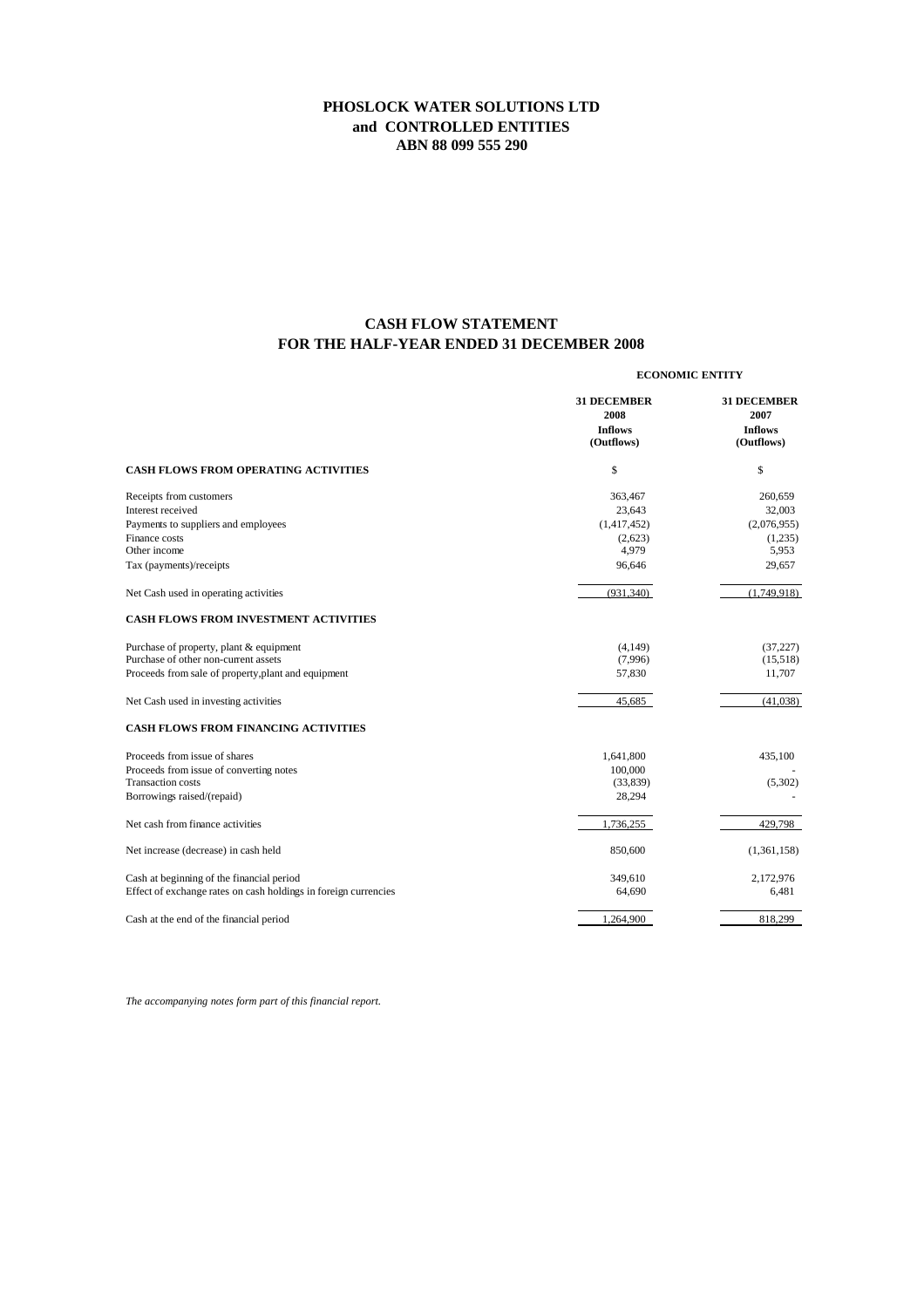**PHOSLOCK WATER SOLUTIONS LTD**
**and CONTROLLED ENTITIES**
**ABN 88 099 555 290**

## CASH FLOW STATEMENT
## FOR THE HALF-YEAR ENDED 31 DECEMBER 2008

| | ECONOMIC ENTITY | |
|---|---|---|
| | **31 DECEMBER 2008 Inflows (Outflows)** | **31 DECEMBER 2007 Inflows (Outflows)** |
| **CASH FLOWS FROM OPERATING ACTIVITIES** | $ | $ |
| Receipts from customers | 363,467 | 260,659 |
| Interest received | 23,643 | 32,003 |
| Payments to suppliers and employees | (1,417,452) | (2,076,955) |
| Finance costs | (2,623) | (1,235) |
| Other income | 4,979 | 5,953 |
| Tax (payments)/receipts | 96,646 | 29,657 |
| Net Cash used in operating activities | (931,340) | (1,749,918) |
| **CASH FLOWS FROM INVESTMENT ACTIVITIES** | | |
| Purchase of property, plant & equipment | (4,149) | (37,227) |
| Purchase of other non-current assets | (7,996) | (15,518) |
| Proceeds from sale of property,plant and equipment | 57,830 | 11,707 |
| Net Cash used in investing activities | 45,685 | (41,038) |
| **CASH FLOWS FROM FINANCING ACTIVITIES** | | |
| Proceeds from issue of shares | 1,641,800 | 435,100 |
| Proceeds from issue of converting notes | 100,000 | - |
| Transaction costs | (33,839) | (5,302) |
| Borrowings raised/(repaid) | 28,294 | - |
| Net cash from finance activities | 1,736,255 | 429,798 |
| Net increase (decrease) in cash held | 850,600 | (1,361,158) |
| Cash at beginning of the financial period | 349,610 | 2,172,976 |
| Effect of exchange rates on cash holdings in foreign currencies | 64,690 | 6,481 |
| Cash at the end of the financial period | 1,264,900 | 818,299 |

*The accompanying notes form part of this financial report.*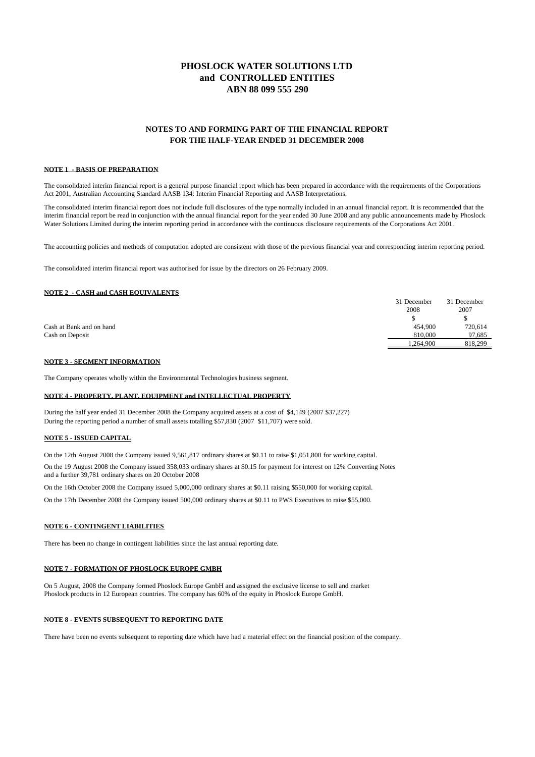# PHOSLOCK WATER SOLUTIONS LTD
# and CONTROLLED ENTITIES
# ABN 88 099 555 290

## NOTES TO AND FORMING PART OF THE FINANCIAL REPORT FOR THE HALF-YEAR ENDED 31 DECEMBER 2008

### NOTE 1 - BASIS OF PREPARATION

The consolidated interim financial report is a general purpose financial report which has been prepared in accordance with the requirements of the Corporations Act 2001, Australian Accounting Standard AASB 134: Interim Financial Reporting and AASB Interpretations.

The consolidated interim financial report does not include full disclosures of the type normally included in an annual financial report. It is recommended that the interim financial report be read in conjunction with the annual financial report for the year ended 30 June 2008 and any public announcements made by Phoslock Water Solutions Limited during the interim reporting period in accordance with the continuous disclosure requirements of the Corporations Act 2001.

The accounting policies and methods of computation adopted are consistent with those of the previous financial year and corresponding interim reporting period.

The consolidated interim financial report was authorised for issue by the directors on 26 February 2009.

### NOTE 2 - CASH and CASH EQUIVALENTS

| | 31 December 2008 | 31 December 2007 |
|---|---|---|
| | $ | $ |
| Cash at Bank and on hand | 454,900 | 720,614 |
| Cash on Deposit | 810,000 | 97,685 |
| | 1,264,900 | 818,299 |

### NOTE 3 - SEGMENT INFORMATION

The Company operates wholly within the Environmental Technologies business segment.

### NOTE 4 - PROPERTY, PLANT, EQUIPMENT and INTELLECTUAL PROPERTY

During the half year ended 31 December 2008 the Company acquired assets at a cost of $4,149 (2007 $37,227)
During the reporting period a number of small assets totalling $57,830 (2007 $11,707) were sold.

### NOTE 5 - ISSUED CAPITAL

On the 12th August 2008 the Company issued 9,561,817 ordinary shares at $0.11 to raise $1,051,800 for working capital.

On the 19 August 2008 the Company issued 358,033 ordinary shares at $0.15 for payment for interest on 12% Converting Notes and a further 39,781 ordinary shares on 20 October 2008

On the 16th October 2008 the Company issued 5,000,000 ordinary shares at $0.11 raising $550,000 for working capital.

On the 17th December 2008 the Company issued 500,000 ordinary shares at $0.11 to PWS Executives to raise $55,000.

### NOTE 6 - CONTINGENT LIABILITIES

There has been no change in contingent liabilities since the last annual reporting date.

### NOTE 7 - FORMATION OF PHOSLOCK EUROPE GMBH

On 5 August, 2008 the Company formed Phoslock Europe GmbH and assigned the exclusive license to sell and market Phoslock products in 12 European countries. The company has 60% of the equity in Phoslock Europe GmbH.

### NOTE 8 - EVENTS SUBSEQUENT TO REPORTING DATE

There have been no events subsequent to reporting date which have had a material effect on the financial position of the company.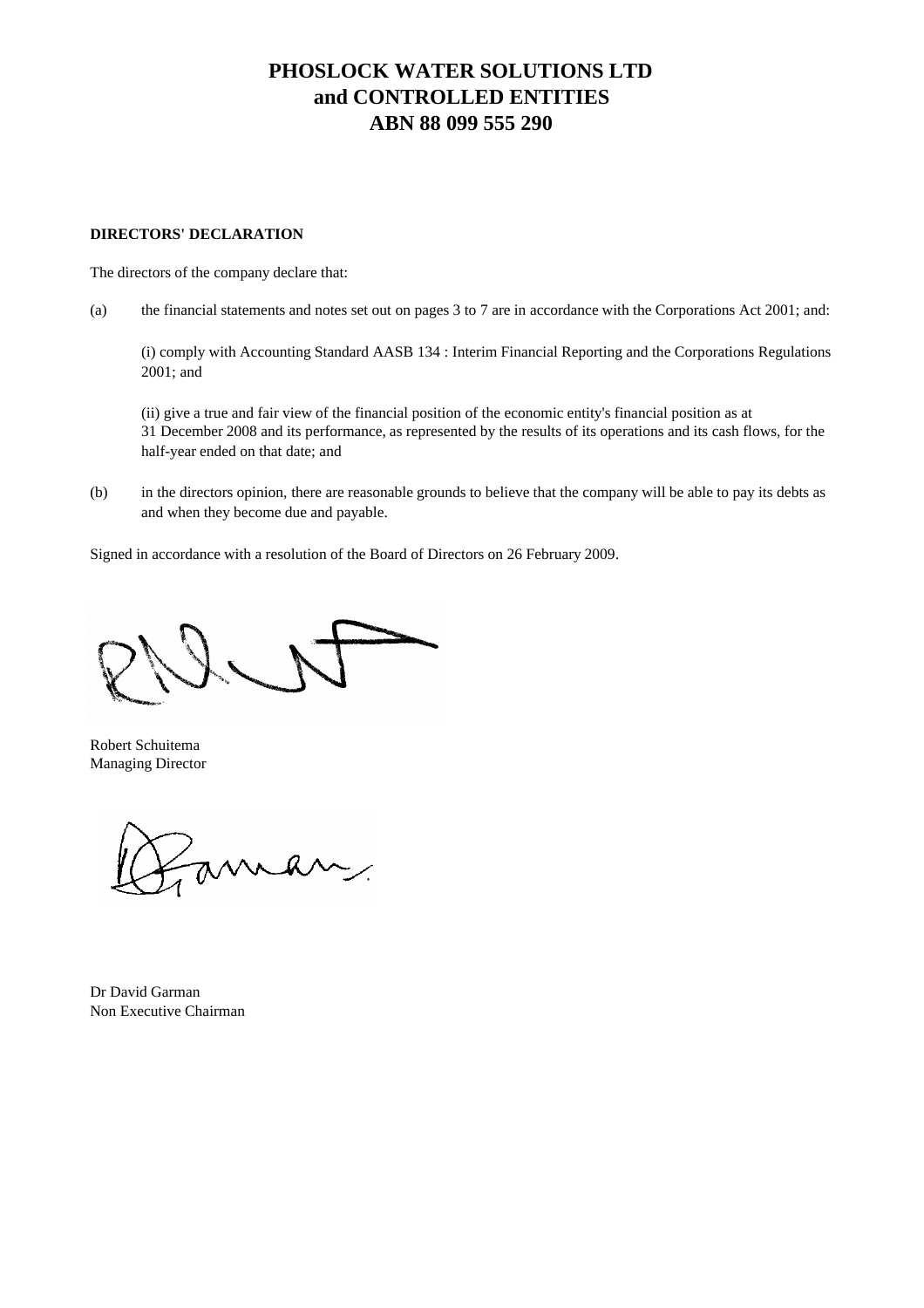# PHOSLOCK WATER SOLUTIONS LTD
# and CONTROLLED ENTITIES
# ABN 88 099 555 290

**DIRECTORS' DECLARATION**

The directors of the company declare that:

(a) the financial statements and notes set out on pages 3 to 7 are in accordance with the Corporations Act 2001; and:

(i) comply with Accounting Standard AASB 134 : Interim Financial Reporting and the Corporations Regulations 2001; and

(ii) give a true and fair view of the financial position of the economic entity's financial position as at 31 December 2008 and its performance, as represented by the results of its operations and its cash flows, for the half-year ended on that date; and

(b) in the directors opinion, there are reasonable grounds to believe that the company will be able to pay its debts as and when they become due and payable.

Signed in accordance with a resolution of the Board of Directors on 26 February 2009.

Robert Schuitema
Managing Director

Dr David Garman
Non Executive Chairman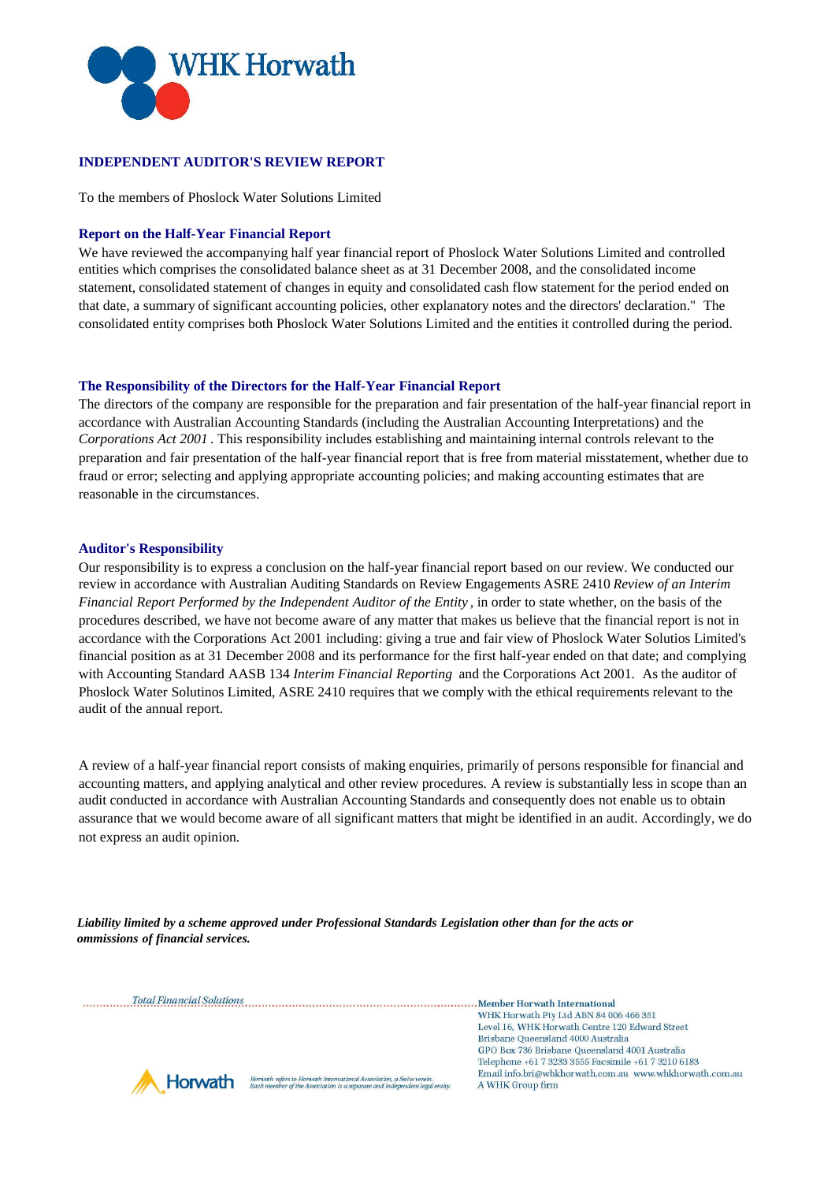WHK Horwath

## INDEPENDENT AUDITOR'S REVIEW REPORT

To the members of Phoslock Water Solutions Limited

### Report on the Half-Year Financial Report

We have reviewed the accompanying half year financial report of Phoslock Water Solutions Limited and controlled entities which comprises the consolidated balance sheet as at 31 December 2008, and the consolidated income statement, consolidated statement of changes in equity and consolidated cash flow statement for the period ended on that date, a summary of significant accounting policies, other explanatory notes and the directors' declaration." The consolidated entity comprises both Phoslock Water Solutions Limited and the entities it controlled during the period.

### The Responsibility of the Directors for the Half-Year Financial Report

The directors of the company are responsible for the preparation and fair presentation of the half-year financial report in accordance with Australian Accounting Standards (including the Australian Accounting Interpretations) and the *Corporations Act 2001* . This responsibility includes establishing and maintaining internal controls relevant to the preparation and fair presentation of the half-year financial report that is free from material misstatement, whether due to fraud or error; selecting and applying appropriate accounting policies; and making accounting estimates that are reasonable in the circumstances.

### Auditor's Responsibility

Our responsibility is to express a conclusion on the half-year financial report based on our review. We conducted our review in accordance with Australian Auditing Standards on Review Engagements ASRE 2410 *Review of an Interim Financial Report Performed by the Independent Auditor of the Entity* , in order to state whether, on the basis of the procedures described, we have not become aware of any matter that makes us believe that the financial report is not in accordance with the Corporations Act 2001 including: giving a true and fair view of Phoslock Water Solutios Limited's financial position as at 31 December 2008 and its performance for the first half-year ended on that date; and complying with Accounting Standard AASB 134 *Interim Financial Reporting* and the Corporations Act 2001. As the auditor of Phoslock Water Solutinos Limited, ASRE 2410 requires that we comply with the ethical requirements relevant to the audit of the annual report.

A review of a half-year financial report consists of making enquiries, primarily of persons responsible for financial and accounting matters, and applying analytical and other review procedures. A review is substantially less in scope than an audit conducted in accordance with Australian Accounting Standards and consequently does not enable us to obtain assurance that we would become aware of all significant matters that might be identified in an audit. Accordingly, we do not express an audit opinion.

***Liability limited by a scheme approved under Professional Standards Legislation other than for the acts or ommissions of financial services.***

*Total Financial Solutions*

Horwath — *Horwath refers to Horwath International Association, a Swiss verein. Each member of the Association is a separate and independent legal entity.*

**Member Horwath International**
WHK Horwath Pty Ltd ABN 84 006 466 351
Level 16, WHK Horwath Centre 120 Edward Street
Brisbane Queensland 4000 Australia
GPO Box 736 Brisbane Queensland 4001 Australia
Telephone +61 7 3233 3555 Facsimile +61 7 3210 6183
Email info.bri@whkhorwath.com.au www.whkhorwath.com.au
A WHK Group firm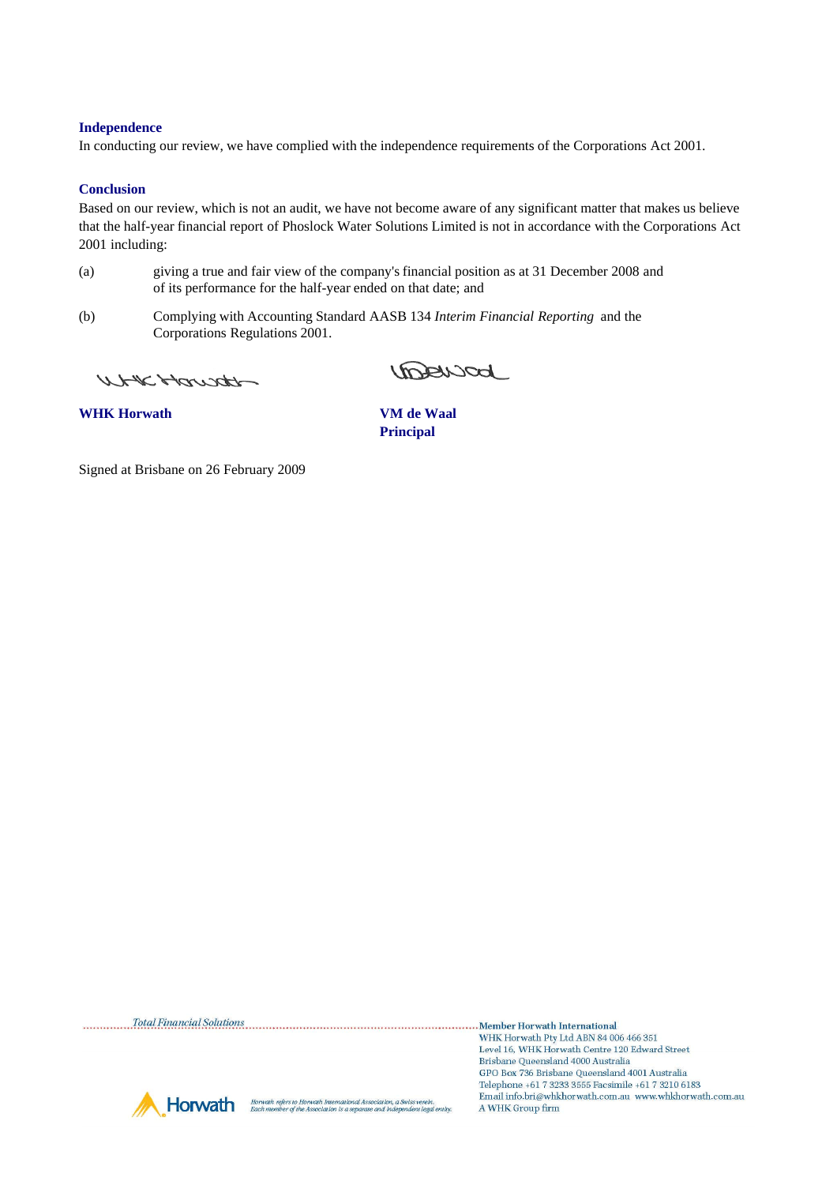### Independence

In conducting our review, we have complied with the independence requirements of the Corporations Act 2001.

### Conclusion

Based on our review, which is not an audit, we have not become aware of any significant matter that makes us believe that the half-year financial report of Phoslock Water Solutions Limited is not in accordance with the Corporations Act 2001 including:

(a) giving a true and fair view of the company's financial position as at 31 December 2008 and of its performance for the half-year ended on that date; and

(b) Complying with Accounting Standard AASB 134 *Interim Financial Reporting* and the Corporations Regulations 2001.

**WHK Horwath**

**VM de Waal**
**Principal**

Signed at Brisbane on 26 February 2009

*Total Financial Solutions*

**Member Horwath International**
WHK Horwath Pty Ltd ABN 84 006 466 351
Level 16, WHK Horwath Centre 120 Edward Street
Brisbane Queensland 4000 Australia
GPO Box 736 Brisbane Queensland 4001 Australia
Telephone +61 7 3233 3555 Facsimile +61 7 3210 6183
Email info.bri@whkhorwath.com.au www.whkhorwath.com.au
A WHK Group firm

Horwath

*Horwath refers to Horwath International Association, a Swiss verein. Each member of the Association is a separate and independent legal entity.*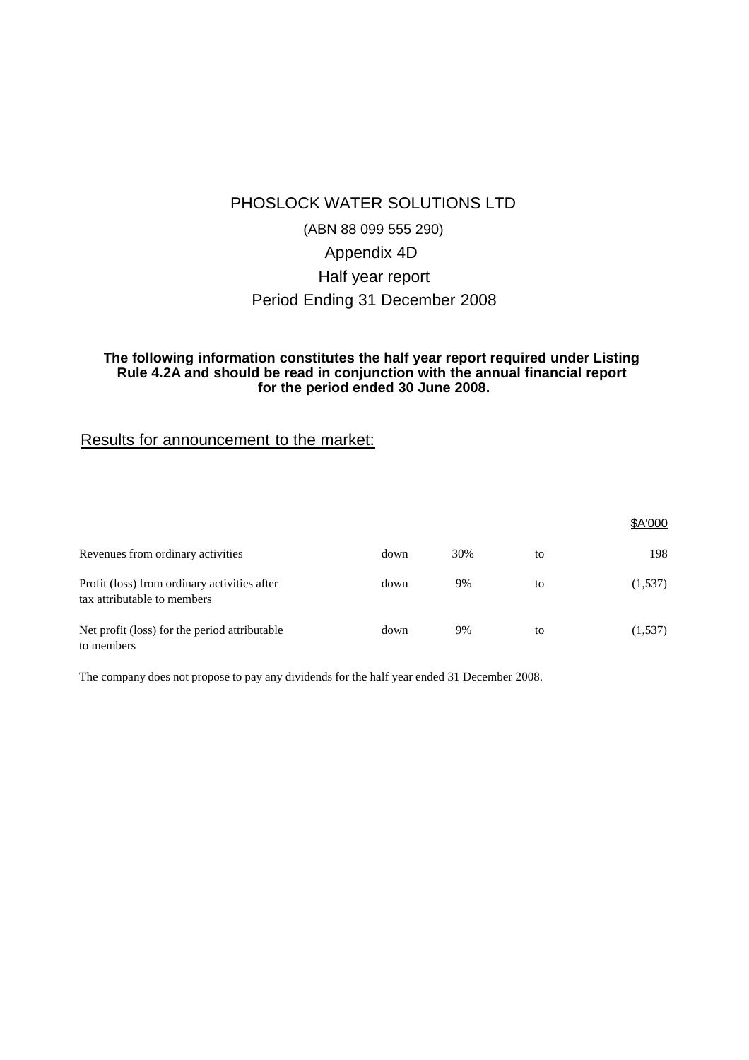# PHOSLOCK WATER SOLUTIONS LTD

(ABN 88 099 555 290)

Appendix 4D

Half year report

Period Ending 31 December 2008

**The following information constitutes the half year report required under Listing Rule 4.2A and should be read in conjunction with the annual financial report for the period ended 30 June 2008.**

## Results for announcement to the market:

| | | | | $A'000 |
|---|---|---|---|---|
| Revenues from ordinary activities | down | 30% | to | 198 |
| Profit (loss) from ordinary activities after tax attributable to members | down | 9% | to | (1,537) |
| Net profit (loss) for the period attributable to members | down | 9% | to | (1,537) |

The company does not propose to pay any dividends for the half year ended 31 December 2008.